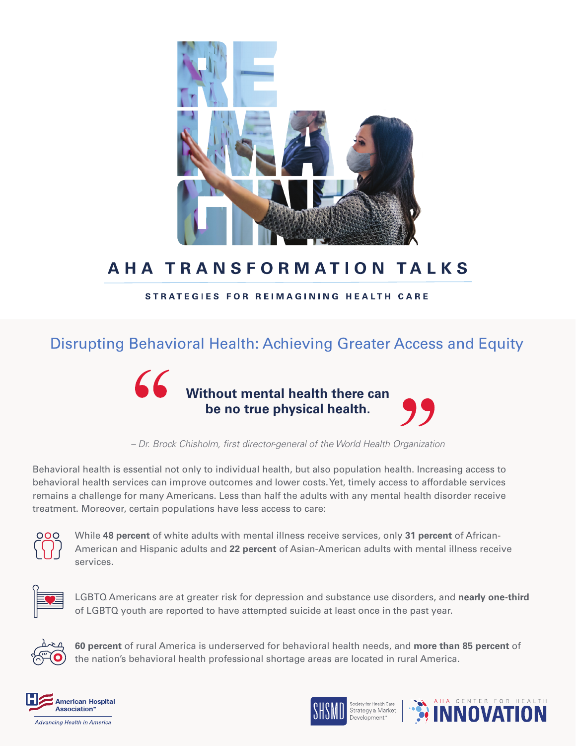# REIMAGINE

## AHA TRANSFORMATION TALKS

STRATEGIES FOR REIMAGINING HEALTH CARE

## Disrupting Behavioral Health: Achieving Greater Access and Equity

> **“Without mental health there can be no true physical health.”**
>
> *– Dr. Brock Chisholm, first director-general of the World Health Organization*

Behavioral health is essential not only to individual health, but also population health. Increasing access to behavioral health services can improve outcomes and lower costs. Yet, timely access to affordable services remains a challenge for many Americans. Less than half the adults with any mental health disorder receive treatment. Moreover, certain populations have less access to care:

- While **48 percent** of white adults with mental illness receive services, only **31 percent** of African-American and Hispanic adults and **22 percent** of Asian-American adults with mental illness receive services.
- LGBTQ Americans are at greater risk for depression and substance use disorders, and **nearly one-third** of LGBTQ youth are reported to have attempted suicide at least once in the past year.
- **60 percent** of rural America is underserved for behavioral health needs, and **more than 85 percent** of the nation's behavioral health professional shortage areas are located in rural America.

American Hospital Association™ — *Advancing Health in America*

SHSMD Society for Health Care Strategy & Market Development™ | AHA CENTER FOR HEALTH INNOVATION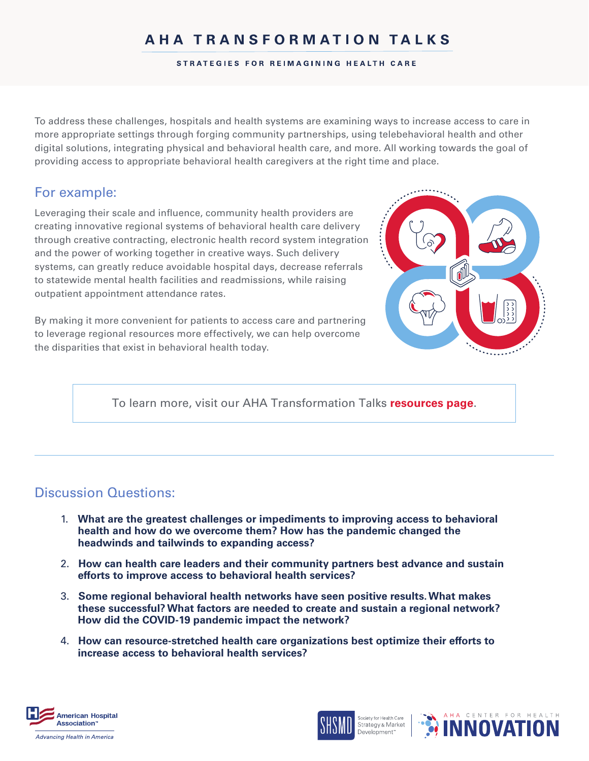To address these challenges, hospitals and health systems are examining ways to increase access to care in more appropriate settings through forging community partnerships, using telebehavioral health and other digital solutions, integrating physical and behavioral health care, and more. All working towards the goal of providing access to appropriate behavioral health caregivers at the right time and place.

## For example:

Leveraging their scale and influence, community health providers are creating innovative regional systems of behavioral health care delivery through creative contracting, electronic health record system integration and the power of working together in creative ways. Such delivery systems, can greatly reduce avoidable hospital days, decrease referrals to statewide mental health facilities and readmissions, while raising outpatient appointment attendance rates.

By making it more convenient for patients to access care and partnering to leverage regional resources more effectively, we can help overcome the disparities that exist in behavioral health today.

To learn more, visit our AHA Transformation Talks **resources page**.

---

## Discussion Questions:

1. **What are the greatest challenges or impediments to improving access to behavioral health and how do we overcome them? How has the pandemic changed the headwinds and tailwinds to expanding access?**
2. **How can health care leaders and their community partners best advance and sustain efforts to improve access to behavioral health services?**
3. **Some regional behavioral health networks have seen positive results. What makes these successful? What factors are needed to create and sustain a regional network? How did the COVID-19 pandemic impact the network?**
4. **How can resource-stretched health care organizations best optimize their efforts to increase access to behavioral health services?**